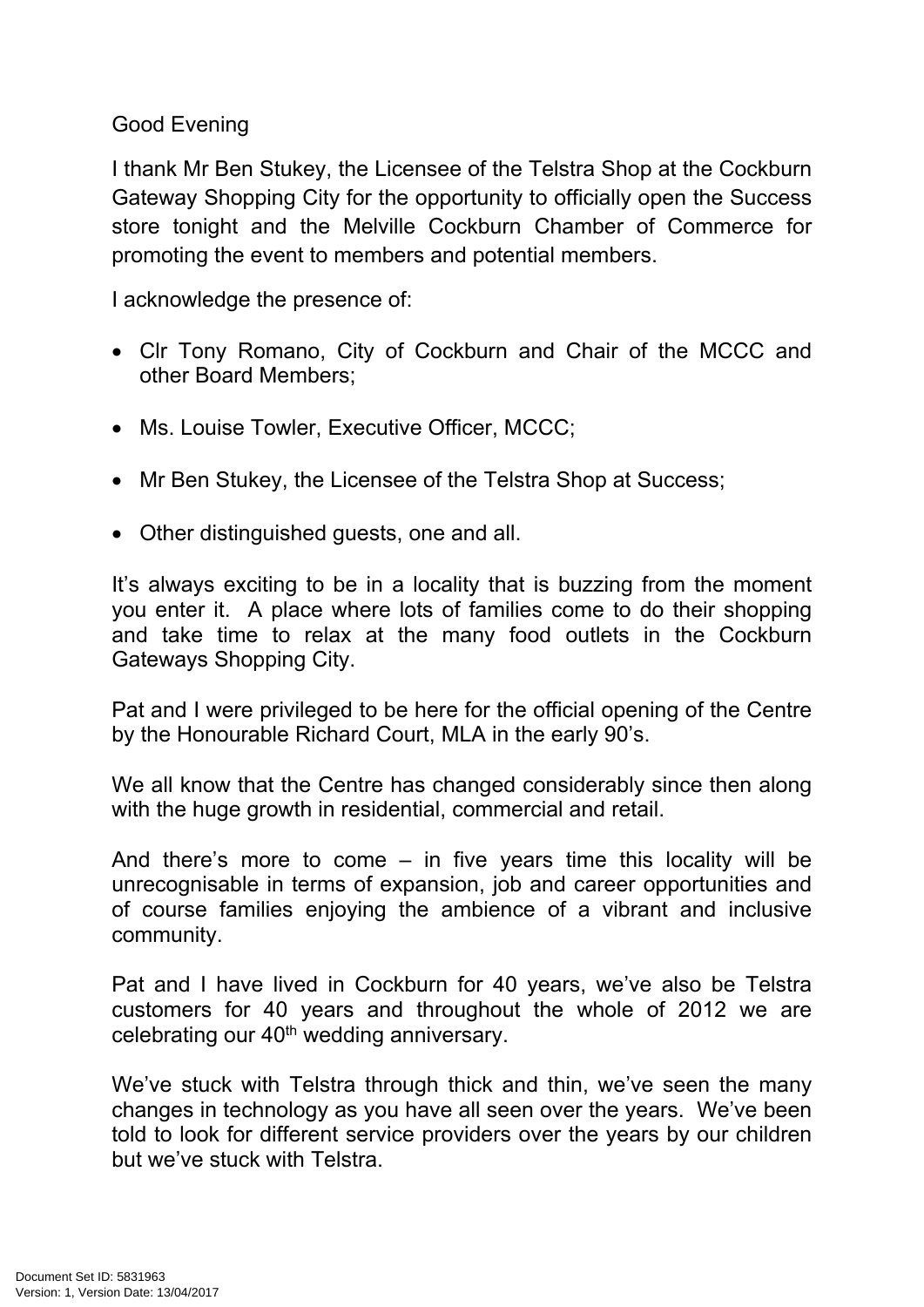Good Evening

I thank Mr Ben Stukey, the Licensee of the Telstra Shop at the Cockburn Gateway Shopping City for the opportunity to officially open the Success store tonight and the Melville Cockburn Chamber of Commerce for promoting the event to members and potential members.

I acknowledge the presence of:

- Clr Tony Romano, City of Cockburn and Chair of the MCCC and other Board Members;
- Ms. Louise Towler, Executive Officer, MCCC;
- Mr Ben Stukey, the Licensee of the Telstra Shop at Success;
- Other distinguished guests, one and all.

It's always exciting to be in a locality that is buzzing from the moment you enter it. A place where lots of families come to do their shopping and take time to relax at the many food outlets in the Cockburn Gateways Shopping City.

Pat and I were privileged to be here for the official opening of the Centre by the Honourable Richard Court, MLA in the early 90's.

We all know that the Centre has changed considerably since then along with the huge growth in residential, commercial and retail.

And there's more to come – in five years time this locality will be unrecognisable in terms of expansion, job and career opportunities and of course families enjoying the ambience of a vibrant and inclusive community.

Pat and I have lived in Cockburn for 40 years, we've also be Telstra customers for 40 years and throughout the whole of 2012 we are celebrating our 40th wedding anniversary.

We've stuck with Telstra through thick and thin, we've seen the many changes in technology as you have all seen over the years. We've been told to look for different service providers over the years by our children but we've stuck with Telstra.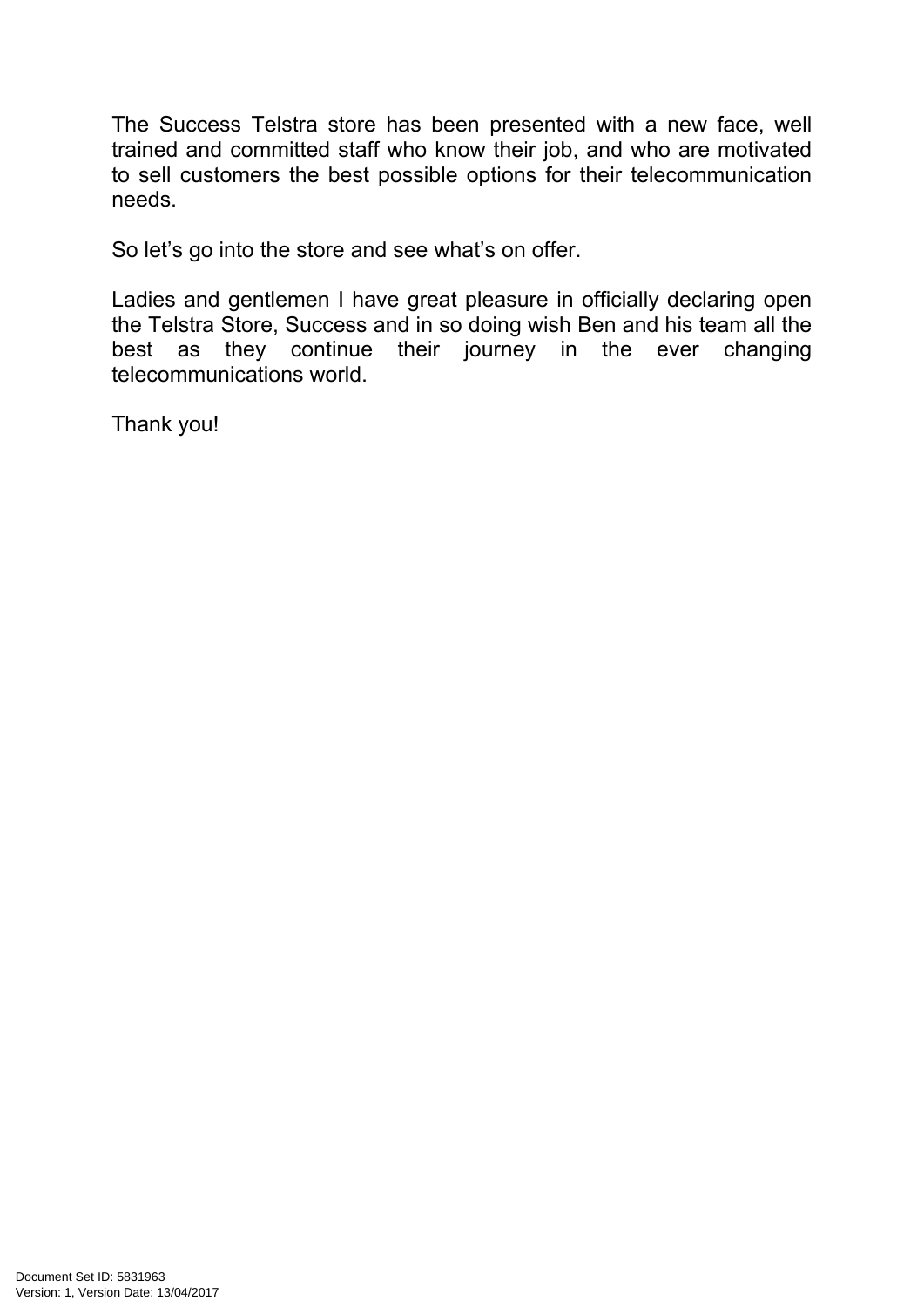The Success Telstra store has been presented with a new face, well trained and committed staff who know their job, and who are motivated to sell customers the best possible options for their telecommunication needs.

So let's go into the store and see what's on offer.

Ladies and gentlemen I have great pleasure in officially declaring open the Telstra Store, Success and in so doing wish Ben and his team all the best as they continue their journey in the ever changing telecommunications world.

Thank you!